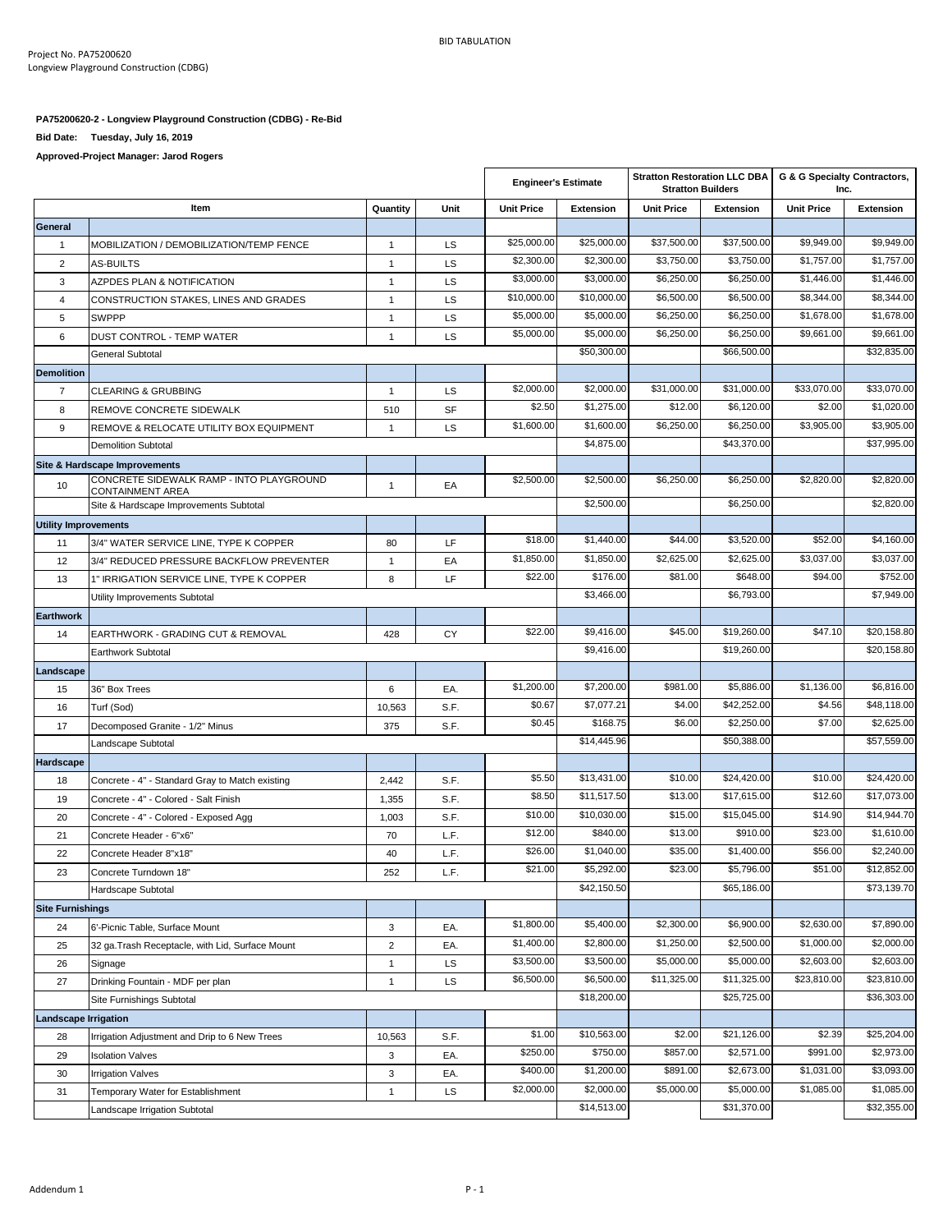BID TABULATION

Project No. PA75200620
Longview Playground Construction (CDBG)

**PA75200620-2 - Longview Playground Construction (CDBG) - Re-Bid**

**Bid Date: Tuesday, July 16, 2019**

**Approved-Project Manager: Jarod Rogers**

| | | | | Engineer's Estimate | | Stratton Restoration LLC DBA Stratton Builders | | G & G Specialty Contractors, Inc. | |
|---|---|---|---|---|---|---|---|---|---|
| | Item | Quantity | Unit | Unit Price | Extension | Unit Price | Extension | Unit Price | Extension |
| **General** | | | | | | | | | |
| 1 | MOBILIZATION / DEMOBILIZATION/TEMP FENCE | 1 | LS | $25,000.00 | $25,000.00 | $37,500.00 | $37,500.00 | $9,949.00 | $9,949.00 |
| 2 | AS-BUILTS | 1 | LS | $2,300.00 | $2,300.00 | $3,750.00 | $3,750.00 | $1,757.00 | $1,757.00 |
| 3 | AZPDES PLAN & NOTIFICATION | 1 | LS | $3,000.00 | $3,000.00 | $6,250.00 | $6,250.00 | $1,446.00 | $1,446.00 |
| 4 | CONSTRUCTION STAKES, LINES AND GRADES | 1 | LS | $10,000.00 | $10,000.00 | $6,500.00 | $6,500.00 | $8,344.00 | $8,344.00 |
| 5 | SWPPP | 1 | LS | $5,000.00 | $5,000.00 | $6,250.00 | $6,250.00 | $1,678.00 | $1,678.00 |
| 6 | DUST CONTROL - TEMP WATER | 1 | LS | $5,000.00 | $5,000.00 | $6,250.00 | $6,250.00 | $9,661.00 | $9,661.00 |
| | General Subtotal | | | | $50,300.00 | | $66,500.00 | | $32,835.00 |
| **Demolition** | | | | | | | | | |
| 7 | CLEARING & GRUBBING | 1 | LS | $2,000.00 | $2,000.00 | $31,000.00 | $31,000.00 | $33,070.00 | $33,070.00 |
| 8 | REMOVE CONCRETE SIDEWALK | 510 | SF | $2.50 | $1,275.00 | $12.00 | $6,120.00 | $2.00 | $1,020.00 |
| 9 | REMOVE & RELOCATE UTILITY BOX EQUIPMENT | 1 | LS | $1,600.00 | $1,600.00 | $6,250.00 | $6,250.00 | $3,905.00 | $3,905.00 |
| | Demolition Subtotal | | | | $4,875.00 | | $43,370.00 | | $37,995.00 |
| **Site & Hardscape Improvements** | | | | | | | | | |
| 10 | CONCRETE SIDEWALK RAMP - INTO PLAYGROUND CONTAINMENT AREA | 1 | EA | $2,500.00 | $2,500.00 | $6,250.00 | $6,250.00 | $2,820.00 | $2,820.00 |
| | Site & Hardscape Improvements Subtotal | | | | $2,500.00 | | $6,250.00 | | $2,820.00 |
| **Utility Improvements** | | | | | | | | | |
| 11 | 3/4" WATER SERVICE LINE, TYPE K COPPER | 80 | LF | $18.00 | $1,440.00 | $44.00 | $3,520.00 | $52.00 | $4,160.00 |
| 12 | 3/4" REDUCED PRESSURE BACKFLOW PREVENTER | 1 | EA | $1,850.00 | $1,850.00 | $2,625.00 | $2,625.00 | $3,037.00 | $3,037.00 |
| 13 | 1" IRRIGATION SERVICE LINE, TYPE K COPPER | 8 | LF | $22.00 | $176.00 | $81.00 | $648.00 | $94.00 | $752.00 |
| | Utility Improvements Subtotal | | | | $3,466.00 | | $6,793.00 | | $7,949.00 |
| **Earthwork** | | | | | | | | | |
| 14 | EARTHWORK - GRADING CUT & REMOVAL | 428 | CY | $22.00 | $9,416.00 | $45.00 | $19,260.00 | $47.10 | $20,158.80 |
| | Earthwork Subtotal | | | | $9,416.00 | | $19,260.00 | | $20,158.80 |
| **Landscape** | | | | | | | | | |
| 15 | 36" Box Trees | 6 | EA. | $1,200.00 | $7,200.00 | $981.00 | $5,886.00 | $1,136.00 | $6,816.00 |
| 16 | Turf (Sod) | 10,563 | S.F. | $0.67 | $7,077.21 | $4.00 | $42,252.00 | $4.56 | $48,118.00 |
| 17 | Decomposed Granite - 1/2" Minus | 375 | S.F. | $0.45 | $168.75 | $6.00 | $2,250.00 | $7.00 | $2,625.00 |
| | Landscape Subtotal | | | | $14,445.96 | | $50,388.00 | | $57,559.00 |
| **Hardscape** | | | | | | | | | |
| 18 | Concrete - 4" - Standard Gray to Match existing | 2,442 | S.F. | $5.50 | $13,431.00 | $10.00 | $24,420.00 | $10.00 | $24,420.00 |
| 19 | Concrete - 4" - Colored - Salt Finish | 1,355 | S.F. | $8.50 | $11,517.50 | $13.00 | $17,615.00 | $12.60 | $17,073.00 |
| 20 | Concrete - 4" - Colored - Exposed Agg | 1,003 | S.F. | $10.00 | $10,030.00 | $15.00 | $15,045.00 | $14.90 | $14,944.70 |
| 21 | Concrete Header - 6"x6" | 70 | L.F. | $12.00 | $840.00 | $13.00 | $910.00 | $23.00 | $1,610.00 |
| 22 | Concrete Header 8"x18" | 40 | L.F. | $26.00 | $1,040.00 | $35.00 | $1,400.00 | $56.00 | $2,240.00 |
| 23 | Concrete Turndown 18" | 252 | L.F. | $21.00 | $5,292.00 | $23.00 | $5,796.00 | $51.00 | $12,852.00 |
| | Hardscape Subtotal | | | | $42,150.50 | | $65,186.00 | | $73,139.70 |
| **Site Furnishings** | | | | | | | | | |
| 24 | 6'-Picnic Table, Surface Mount | 3 | EA. | $1,800.00 | $5,400.00 | $2,300.00 | $6,900.00 | $2,630.00 | $7,890.00 |
| 25 | 32 ga.Trash Receptacle, with Lid, Surface Mount | 2 | EA. | $1,400.00 | $2,800.00 | $1,250.00 | $2,500.00 | $1,000.00 | $2,000.00 |
| 26 | Signage | 1 | LS | $3,500.00 | $3,500.00 | $5,000.00 | $5,000.00 | $2,603.00 | $2,603.00 |
| 27 | Drinking Fountain - MDF per plan | 1 | LS | $6,500.00 | $6,500.00 | $11,325.00 | $11,325.00 | $23,810.00 | $23,810.00 |
| | Site Furnishings Subtotal | | | | $18,200.00 | | $25,725.00 | | $36,303.00 |
| **Landscape Irrigation** | | | | | | | | | |
| 28 | Irrigation Adjustment and Drip to 6 New Trees | 10,563 | S.F. | $1.00 | $10,563.00 | $2.00 | $21,126.00 | $2.39 | $25,204.00 |
| 29 | Isolation Valves | 3 | EA. | $250.00 | $750.00 | $857.00 | $2,571.00 | $991.00 | $2,973.00 |
| 30 | Irrigation Valves | 3 | EA. | $400.00 | $1,200.00 | $891.00 | $2,673.00 | $1,031.00 | $3,093.00 |
| 31 | Temporary Water for Establishment | 1 | LS | $2,000.00 | $2,000.00 | $5,000.00 | $5,000.00 | $1,085.00 | $1,085.00 |
| | Landscape Irrigation Subtotal | | | | $14,513.00 | | $31,370.00 | | $32,355.00 |

Addendum 1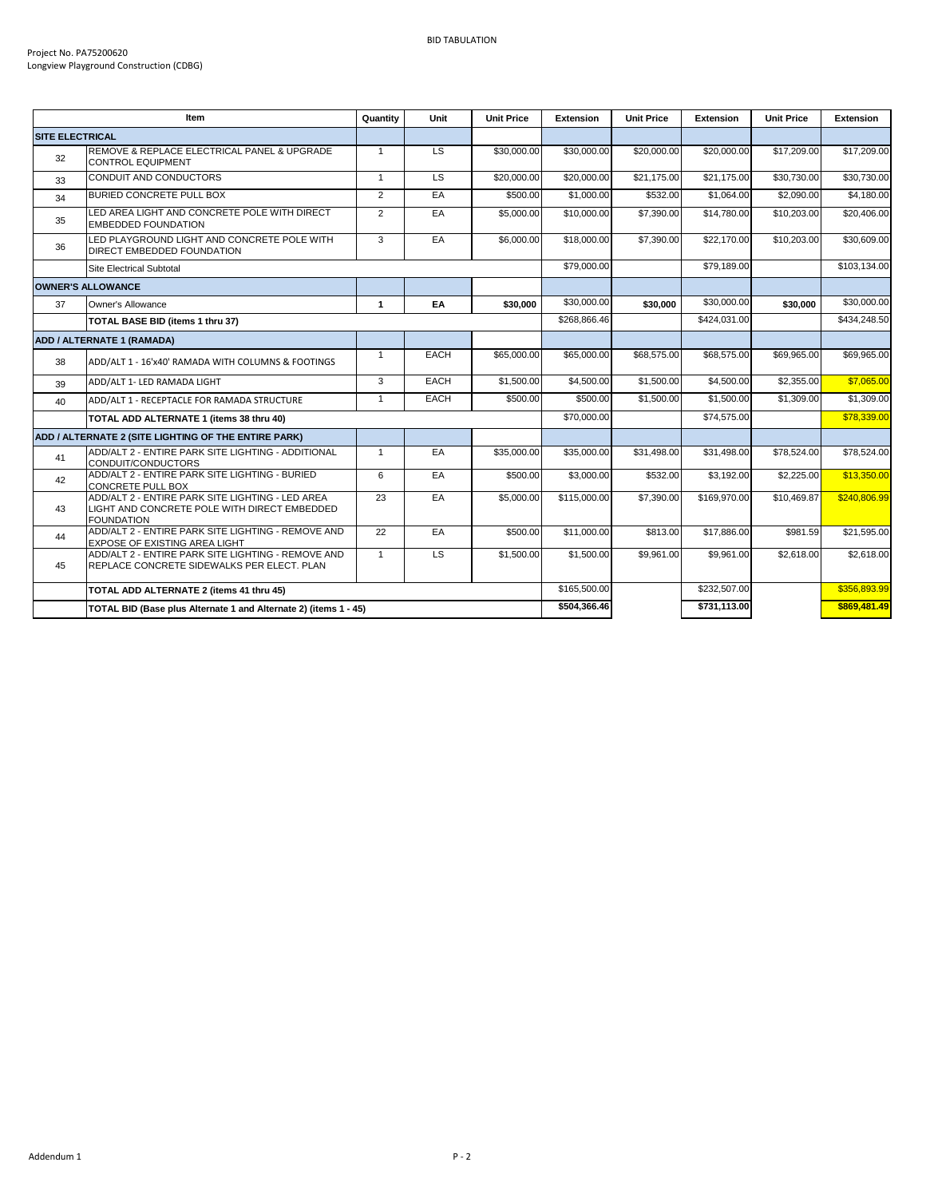BID TABULATION

Project No. PA75200620
Longview Playground Construction (CDBG)

| | Item | Quantity | Unit | Unit Price | Extension | Unit Price | Extension | Unit Price | Extension |
|---|---|---|---|---|---|---|---|---|---|
| **SITE ELECTRICAL** | | | | | | | | | |
| 32 | REMOVE & REPLACE ELECTRICAL PANEL & UPGRADE CONTROL EQUIPMENT | 1 | LS | $30,000.00 | $30,000.00 | $20,000.00 | $20,000.00 | $17,209.00 | $17,209.00 |
| 33 | CONDUIT AND CONDUCTORS | 1 | LS | $20,000.00 | $20,000.00 | $21,175.00 | $21,175.00 | $30,730.00 | $30,730.00 |
| 34 | BURIED CONCRETE PULL BOX | 2 | EA | $500.00 | $1,000.00 | $532.00 | $1,064.00 | $2,090.00 | $4,180.00 |
| 35 | LED AREA LIGHT AND CONCRETE POLE WITH DIRECT EMBEDDED FOUNDATION | 2 | EA | $5,000.00 | $10,000.00 | $7,390.00 | $14,780.00 | $10,203.00 | $20,406.00 |
| 36 | LED PLAYGROUND LIGHT AND CONCRETE POLE WITH DIRECT EMBEDDED FOUNDATION | 3 | EA | $6,000.00 | $18,000.00 | $7,390.00 | $22,170.00 | $10,203.00 | $30,609.00 |
| | Site Electrical Subtotal | | | | $79,000.00 | | $79,189.00 | | $103,134.00 |
| **OWNER'S ALLOWANCE** | | | | | | | | | |
| 37 | Owner's Allowance | **1** | **EA** | **$30,000** | $30,000.00 | **$30,000** | $30,000.00 | **$30,000** | $30,000.00 |
| | **TOTAL BASE BID (items 1 thru 37)** | | | | $268,866.46 | | $424,031.00 | | $434,248.50 |
| **ADD / ALTERNATE 1 (RAMADA)** | | | | | | | | | |
| 38 | ADD/ALT 1 - 16'x40' RAMADA WITH COLUMNS & FOOTINGS | 1 | EACH | $65,000.00 | $65,000.00 | $68,575.00 | $68,575.00 | $69,965.00 | $69,965.00 |
| 39 | ADD/ALT 1- LED RAMADA LIGHT | 3 | EACH | $1,500.00 | $4,500.00 | $1,500.00 | $4,500.00 | $2,355.00 | $7,065.00 |
| 40 | ADD/ALT 1 - RECEPTACLE FOR RAMADA STRUCTURE | 1 | EACH | $500.00 | $500.00 | $1,500.00 | $1,500.00 | $1,309.00 | $1,309.00 |
| | **TOTAL ADD ALTERNATE 1 (items 38 thru 40)** | | | | $70,000.00 | | $74,575.00 | | $78,339.00 |
| **ADD / ALTERNATE 2 (SITE LIGHTING OF THE ENTIRE PARK)** | | | | | | | | | |
| 41 | ADD/ALT 2 - ENTIRE PARK SITE LIGHTING - ADDITIONAL CONDUIT/CONDUCTORS | 1 | EA | $35,000.00 | $35,000.00 | $31,498.00 | $31,498.00 | $78,524.00 | $78,524.00 |
| 42 | ADD/ALT 2 - ENTIRE PARK SITE LIGHTING - BURIED CONCRETE PULL BOX | 6 | EA | $500.00 | $3,000.00 | $532.00 | $3,192.00 | $2,225.00 | $13,350.00 |
| 43 | ADD/ALT 2 - ENTIRE PARK SITE LIGHTING - LED AREA LIGHT AND CONCRETE POLE WITH DIRECT EMBEDDED FOUNDATION | 23 | EA | $5,000.00 | $115,000.00 | $7,390.00 | $169,970.00 | $10,469.87 | $240,806.99 |
| 44 | ADD/ALT 2 - ENTIRE PARK SITE LIGHTING - REMOVE AND EXPOSE OF EXISTING AREA LIGHT | 22 | EA | $500.00 | $11,000.00 | $813.00 | $17,886.00 | $981.59 | $21,595.00 |
| 45 | ADD/ALT 2 - ENTIRE PARK SITE LIGHTING - REMOVE AND REPLACE CONCRETE SIDEWALKS PER ELECT. PLAN | 1 | LS | $1,500.00 | $1,500.00 | $9,961.00 | $9,961.00 | $2,618.00 | $2,618.00 |
| | **TOTAL ADD ALTERNATE 2 (items 41 thru 45)** | | | | $165,500.00 | | $232,507.00 | | $356,893.99 |
| | **TOTAL BID (Base plus Alternate 1 and Alternate 2) (items 1 - 45)** | | | | **$504,366.46** | | **$731,113.00** | | **$869,481.49** |

Addendum 1